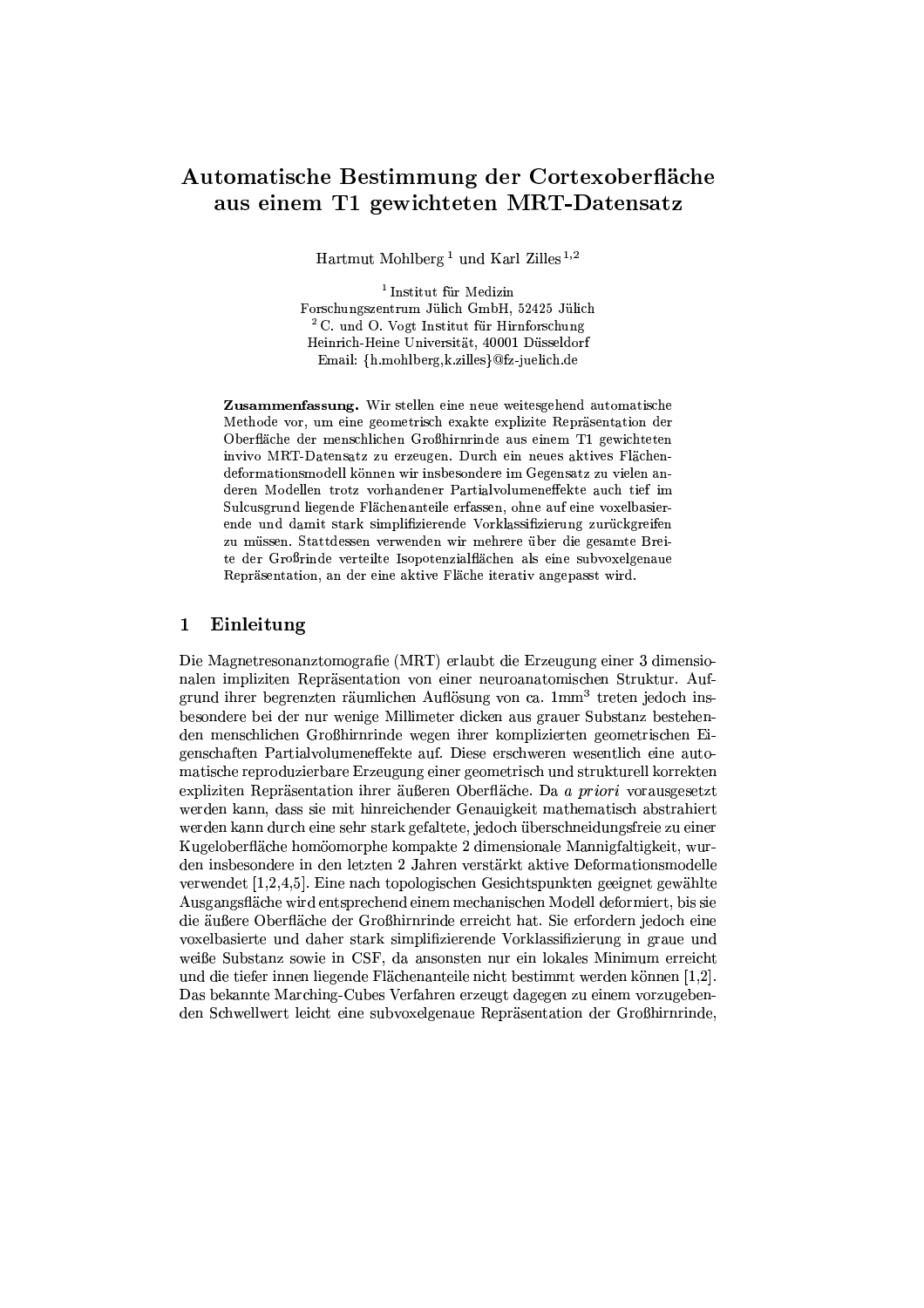# Automatische Bestimmung der Cortexoberfläche aus einem T1 gewichteten MRT-Datensatz

Hartmut Mohlberg [1] und Karl Zilles [1,2]

[1] Institut für Medizin
Forschungszentrum Jülich GmbH, 52425 Jülich
[2] C. und O. Vogt Institut für Hirnforschung
Heinrich-Heine Universität, 40001 Düsseldorf
Email: {h.mohlberg,k.zilles}@fz-juelich.de

**Zusammenfassung.** Wir stellen eine neue weitesgehend automatische Methode vor, um eine geometrisch exakte explizite Repräsentation der Oberfläche der menschlichen Großhirnrinde aus einem T1 gewichteten invivo MRT-Datensatz zu erzeugen. Durch ein neues aktives Flächendeformationsmodell können wir insbesondere im Gegensatz zu vielen anderen Modellen trotz vorhandener Partialvolumeneffekte auch tief im Sulcusgrund liegende Flächenanteile erfassen, ohne auf eine voxelbasierende und damit stark simplifizierende Vorklassifizierung zurückgreifen zu müssen. Stattdessen verwenden wir mehrere über die gesamte Breite der Großrinde verteilte Isopotenzialflächen als eine subvoxelgenaue Repräsentation, an der eine aktive Fläche iterativ angepasst wird.

## 1 Einleitung

Die Magnetresonanztomografie (MRT) erlaubt die Erzeugung einer 3 dimensionalen impliziten Repräsentation von einer neuroanatomischen Struktur. Aufgrund ihrer begrenzten räumlichen Auflösung von ca. $1\text{mm}^3$ treten jedoch insbesondere bei der nur wenige Millimeter dicken aus grauer Substanz bestehenden menschlichen Großhirnrinde wegen ihrer komplizierten geometrischen Eigenschaften Partialvolumeneffekte auf. Diese erschweren wesentlich eine automatische reproduzierbare Erzeugung einer geometrisch und strukturell korrekten expliziten Repräsentation ihrer äußeren Oberfläche. Da *a priori* vorausgesetzt werden kann, dass sie mit hinreichender Genauigkeit mathematisch abstrahiert werden kann durch eine sehr stark gefaltete, jedoch überschneidungsfreie zu einer Kugeloberfläche homöomorphe kompakte 2 dimensionale Mannigfaltigkeit, wurden insbesondere in den letzten 2 Jahren verstärkt aktive Deformationsmodelle verwendet [1,2,4,5]. Eine nach topologischen Gesichtspunkten geeignet gewählte Ausgangsfläche wird entsprechend einem mechanischen Modell deformiert, bis sie die äußere Oberfläche der Großhirnrinde erreicht hat. Sie erfordern jedoch eine voxelbasierte und daher stark simplifizierende Vorklassifizierung in graue und weiße Substanz sowie in CSF, da ansonsten nur ein lokales Minimum erreicht und die tiefer innen liegende Flächenanteile nicht bestimmt werden können [1,2]. Das bekannte Marching-Cubes Verfahren erzeugt dagegen zu einem vorzugebenden Schwellwert leicht eine subvoxelgenaue Repräsentation der Großhirnrinde,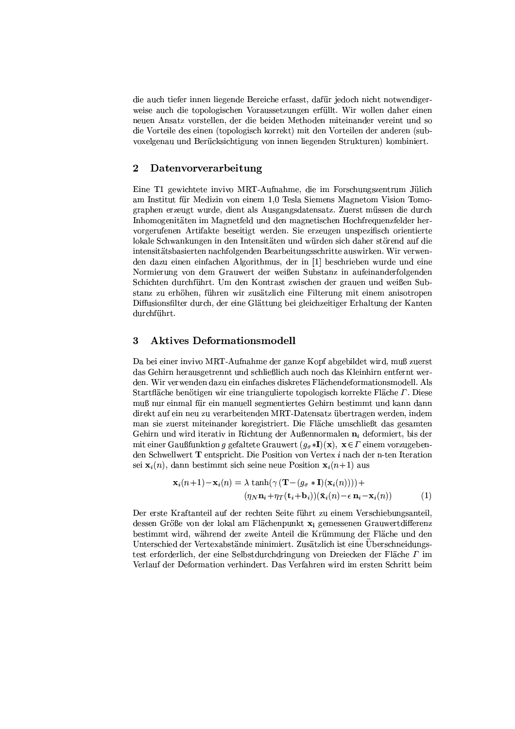die auch tiefer innen liegende Bereiche erfasst, dafür jedoch nicht notwendigerweise auch die topologischen Voraussetzungen erfüllt. Wir wollen daher einen neuen Ansatz vorstellen, der die beiden Methoden miteinander vereint und so die Vorteile des einen (topologisch korrekt) mit den Vorteilen der anderen (subvoxelgenau und Berücksichtigung von innen liegenden Strukturen) kombiniert.

## 2 Datenvorverarbeitung

Eine T1 gewichtete invivo MRT-Aufnahme, die im Forschungszentrum Jülich am Institut für Medizin von einem 1,0 Tesla Siemens Magnetom Vision Tomographen erzeugt wurde, dient als Ausgangsdatensatz. Zuerst müssen die durch Inhomogenitäten im Magnetfeld und den magnetischen Hochfrequenzfelder hervorgerufenen Artifakte beseitigt werden. Sie erzeugen unspezifisch orientierte lokale Schwankungen in den Intensitäten und würden sich daher störend auf die intensitätsbasierten nachfolgenden Bearbeitungsschritte auswirken. Wir verwenden dazu einen einfachen Algorithmus, der in [1] beschrieben wurde und eine Normierung von dem Grauwert der weißen Substanz in aufeinanderfolgenden Schichten durchführt. Um den Kontrast zwischen der grauen und weißen Substanz zu erhöhen, führen wir zusätzlich eine Filterung mit einem anisotropen Diffusionsfilter durch, der eine Glättung bei gleichzeitiger Erhaltung der Kanten durchführt.

## 3 Aktives Deformationsmodell

Da bei einer invivo MRT-Aufnahme der ganze Kopf abgebildet wird, muß zuerst das Gehirn herausgetrennt und schließlich auch noch das Kleinhirn entfernt werden. Wir verwenden dazu ein einfaches diskretes Flächendeformationsmodell. Als Startfläche benötigen wir eine triangulierte topologisch korrekte Fläche $\Gamma$. Diese muß nur einmal für ein manuell segmentiertes Gehirn bestimmt und kann dann direkt auf ein neu zu verarbeitenden MRT-Datensatz übertragen werden, indem man sie zuerst miteinander koregistriert. Die Fläche umschließt das gesamten Gehirn und wird iterativ in Richtung der Außennormalen $\mathbf{n}_i$ deformiert, bis der mit einer Gaußfunktion $g$ gefaltete Grauwert $(g_\sigma * \mathbf{I})(\mathbf{x}),\ \mathbf{x} \in \Gamma$ einem vorzugebenden Schwellwert $\mathbf{T}$ entspricht. Die Position von Vertex $i$ nach der n-ten Iteration sei $\mathbf{x}_i(n)$, dann bestimmt sich seine neue Position $\mathbf{x}_i(n+1)$ aus

$$
\begin{aligned}
\mathbf{x}_i(n+1) - \mathbf{x}_i(n) = {} & \lambda \tanh(\gamma\,(\mathbf{T} - (g_\sigma * \mathbf{I})(\mathbf{x}_i(n)))) + \\
& (\eta_N \mathbf{n}_i + \eta_T (\mathbf{t}_i + \mathbf{b}_i))(\bar{\mathbf{x}}_i(n) - \epsilon\,\mathbf{n}_i - \mathbf{x}_i(n))
\end{aligned}
\tag{1}
$$

Der erste Kraftanteil auf der rechten Seite führt zu einem Verschiebungsanteil, dessen Größe von der lokal am Flächenpunkt $\mathbf{x}_\mathbf{i}$ gemessenen Grauwertdifferenz bestimmt wird, während der zweite Anteil die Krümmung der Fläche und den Unterschied der Vertexabstände minimiert. Zusätzlich ist eine Überschneidungstest erforderlich, der eine Selbstdurchdringung von Dreiecken der Fläche $\Gamma$ im Verlauf der Deformation verhindert. Das Verfahren wird im ersten Schritt beim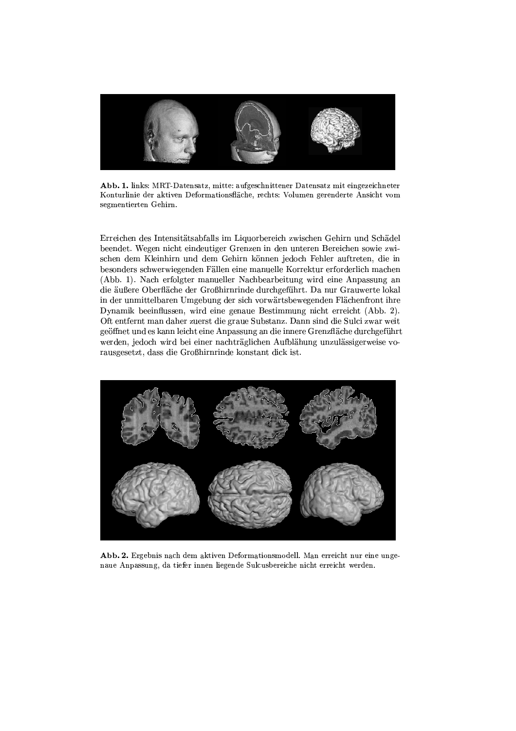**Abb. 1.** links: MRT-Datensatz, mitte: aufgeschnittener Datensatz mit eingezeichneter Konturlinie der aktiven Deformationsfläche, rechts: Volumen gerenderte Ansicht vom segmentierten Gehirn.

Erreichen des Intensitätsabfalls im Liquorbereich zwischen Gehirn und Schädel beendet. Wegen nicht eindeutiger Grenzen in den unteren Bereichen sowie zwischen dem Kleinhirn und dem Gehirn können jedoch Fehler auftreten, die in besonders schwerwiegenden Fällen eine manuelle Korrektur erforderlich machen (Abb. 1). Nach erfolgter manueller Nachbearbeitung wird eine Anpassung an die äußere Oberfläche der Großhirnrinde durchgeführt. Da nur Grauwerte lokal in der unmittelbaren Umgebung der sich vorwärtsbewegenden Flächenfront ihre Dynamik beeinflussen, wird eine genaue Bestimmung nicht erreicht (Abb. 2). Oft entfernt man daher zuerst die graue Substanz. Dann sind die Sulci zwar weit geöffnet und es kann leicht eine Anpassung an die innere Grenzfläche durchgeführt werden, jedoch wird bei einer nachträglichen Aufblähung unzulässigerweise vorausgesetzt, dass die Großhirnrinde konstant dick ist.

**Abb. 2.** Ergebnis nach dem aktiven Deformationsmodell. Man erreicht nur eine ungenaue Anpassung, da tiefer innen liegende Sulcusbereiche nicht erreicht werden.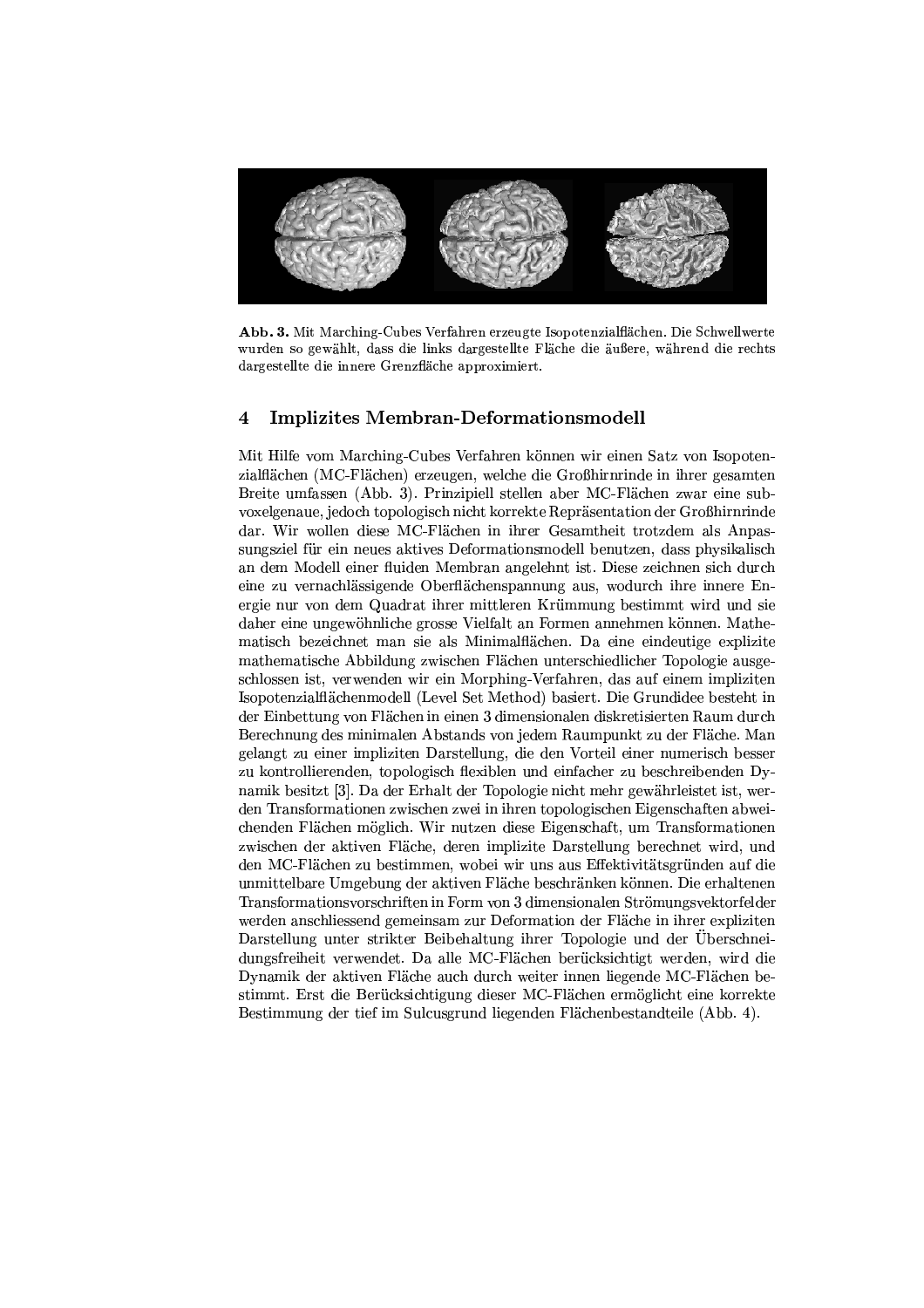**Abb. 3.** Mit Marching-Cubes Verfahren erzeugte Isopotenzialflächen. Die Schwellwerte wurden so gewählt, dass die links dargestellte Fläche die äußere, während die rechts dargestellte die innere Grenzfläche approximiert.

## 4 Implizites Membran-Deformationsmodell

Mit Hilfe vom Marching-Cubes Verfahren können wir einen Satz von Isopotenzialflächen (MC-Flächen) erzeugen, welche die Großhirnrinde in ihrer gesamten Breite umfassen (Abb. 3). Prinzipiell stellen aber MC-Flächen zwar eine subvoxelgenaue, jedoch topologisch nicht korrekte Repräsentation der Großhirnrinde dar. Wir wollen diese MC-Flächen in ihrer Gesamtheit trotzdem als Anpassungsziel für ein neues aktives Deformationsmodell benutzen, dass physikalisch an dem Modell einer fluiden Membran angelehnt ist. Diese zeichnen sich durch eine zu vernachlässigende Oberflächenspannung aus, wodurch ihre innere Energie nur von dem Quadrat ihrer mittleren Krümmung bestimmt wird und sie daher eine ungewöhnliche grosse Vielfalt an Formen annehmen können. Mathematisch bezeichnet man sie als Minimalflächen. Da eine eindeutige explizite mathematische Abbildung zwischen Flächen unterschiedlicher Topologie ausgeschlossen ist, verwenden wir ein Morphing-Verfahren, das auf einem impliziten Isopotenzialflächenmodell (Level Set Method) basiert. Die Grundidee besteht in der Einbettung von Flächen in einen 3 dimensionalen diskretisierten Raum durch Berechnung des minimalen Abstands von jedem Raumpunkt zu der Fläche. Man gelangt zu einer impliziten Darstellung, die den Vorteil einer numerisch besser zu kontrollierenden, topologisch flexiblen und einfacher zu beschreibenden Dynamik besitzt [3]. Da der Erhalt der Topologie nicht mehr gewährleistet ist, werden Transformationen zwischen zwei in ihren topologischen Eigenschaften abweichenden Flächen möglich. Wir nutzen diese Eigenschaft, um Transformationen zwischen der aktiven Fläche, deren implizite Darstellung berechnet wird, und den MC-Flächen zu bestimmen, wobei wir uns aus Effektivitätsgründen auf die unmittelbare Umgebung der aktiven Fläche beschränken können. Die erhaltenen Transformationsvorschriften in Form von 3 dimensionalen Strömungsvektorfelder werden anschliessend gemeinsam zur Deformation der Fläche in ihrer expliziten Darstellung unter strikter Beibehaltung ihrer Topologie und der Überschneidungsfreiheit verwendet. Da alle MC-Flächen berücksichtigt werden, wird die Dynamik der aktiven Fläche auch durch weiter innen liegende MC-Flächen bestimmt. Erst die Berücksichtigung dieser MC-Flächen ermöglicht eine korrekte Bestimmung der tief im Sulcusgrund liegenden Flächenbestandteile (Abb. 4).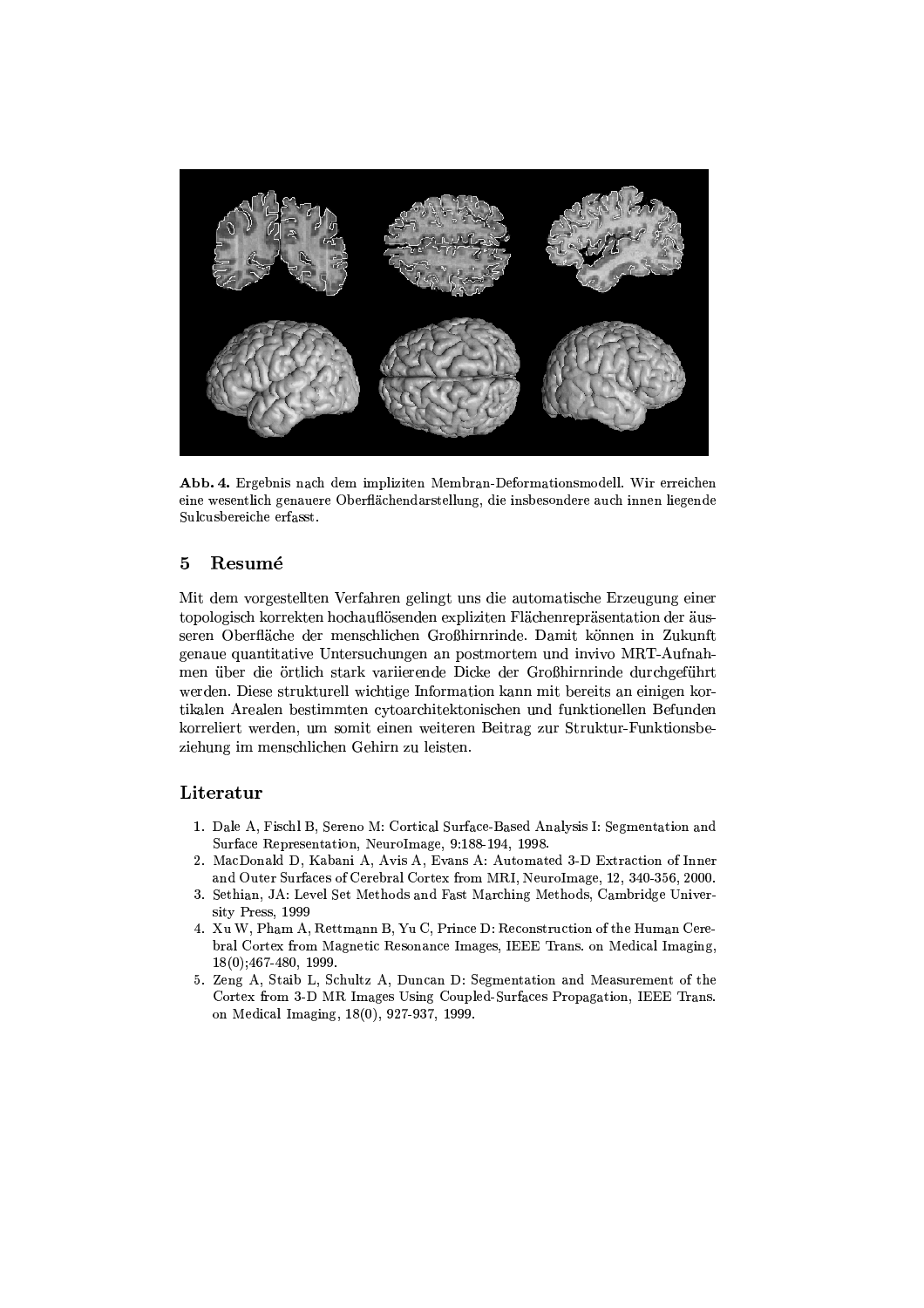**Abb. 4.** Ergebnis nach dem impliziten Membran-Deformationsmodell. Wir erreichen eine wesentlich genauere Oberflächendarstellung, die insbesondere auch innen liegende Sulcusbereiche erfasst.

## 5 Resumé

Mit dem vorgestellten Verfahren gelingt uns die automatische Erzeugung einer topologisch korrekten hochauflösenden expliziten Flächenrepräsentation der äusseren Oberfläche der menschlichen Großhirnrinde. Damit können in Zukunft genaue quantitative Untersuchungen an postmortem und invivo MRT-Aufnahmen über die örtlich stark variierende Dicke der Großhirnrinde durchgeführt werden. Diese strukturell wichtige Information kann mit bereits an einigen kortikalen Arealen bestimmten cytoarchitektonischen und funktionellen Befunden korreliert werden, um somit einen weiteren Beitrag zur Struktur-Funktionsbeziehung im menschlichen Gehirn zu leisten.

## Literatur

1. Dale A, Fischl B, Sereno M: Cortical Surface-Based Analysis I: Segmentation and Surface Representation, NeuroImage, 9:188-194, 1998.
2. MacDonald D, Kabani A, Avis A, Evans A: Automated 3-D Extraction of Inner and Outer Surfaces of Cerebral Cortex from MRI, NeuroImage, 12, 340-356, 2000.
3. Sethian, JA: Level Set Methods and Fast Marching Methods, Cambridge University Press, 1999
4. Xu W, Pham A, Rettmann B, Yu C, Prince D: Reconstruction of the Human Cerebral Cortex from Magnetic Resonance Images, IEEE Trans. on Medical Imaging, 18(0);467-480, 1999.
5. Zeng A, Staib L, Schultz A, Duncan D: Segmentation and Measurement of the Cortex from 3-D MR Images Using Coupled-Surfaces Propagation, IEEE Trans. on Medical Imaging, 18(0), 927-937, 1999.